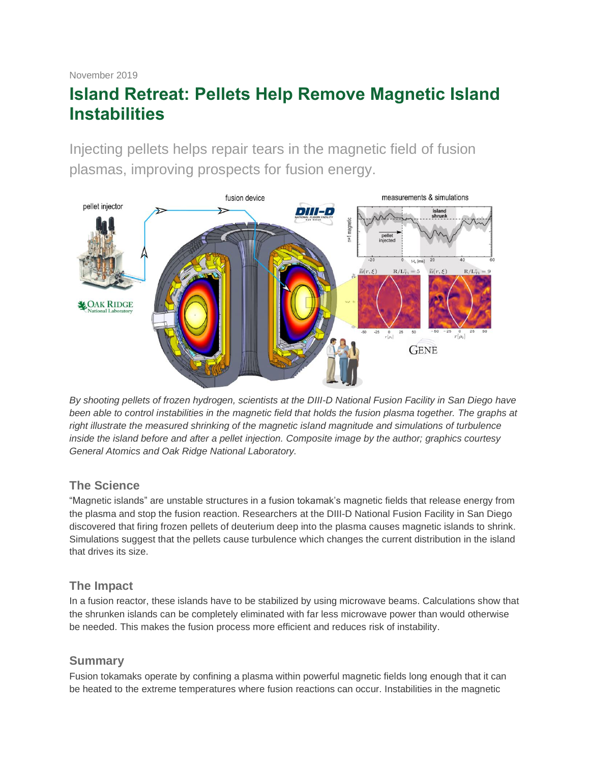November 2019

# Island Retreat: Pellets Help Remove Magnetic Island Instabilities

Injecting pellets helps repair tears in the magnetic field of fusion plasmas, improving prospects for fusion energy.

*By shooting pellets of frozen hydrogen, scientists at the DIII-D National Fusion Facility in San Diego have been able to control instabilities in the magnetic field that holds the fusion plasma together. The graphs at right illustrate the measured shrinking of the magnetic island magnitude and simulations of turbulence inside the island before and after a pellet injection. Composite image by the author; graphics courtesy General Atomics and Oak Ridge National Laboratory.*

## The Science

"Magnetic islands" are unstable structures in a fusion tokamak's magnetic fields that release energy from the plasma and stop the fusion reaction. Researchers at the DIII-D National Fusion Facility in San Diego discovered that firing frozen pellets of deuterium deep into the plasma causes magnetic islands to shrink. Simulations suggest that the pellets cause turbulence which changes the current distribution in the island that drives its size.

## The Impact

In a fusion reactor, these islands have to be stabilized by using microwave beams. Calculations show that the shrunken islands can be completely eliminated with far less microwave power than would otherwise be needed. This makes the fusion process more efficient and reduces risk of instability.

## Summary

Fusion tokamaks operate by confining a plasma within powerful magnetic fields long enough that it can be heated to the extreme temperatures where fusion reactions can occur. Instabilities in the magnetic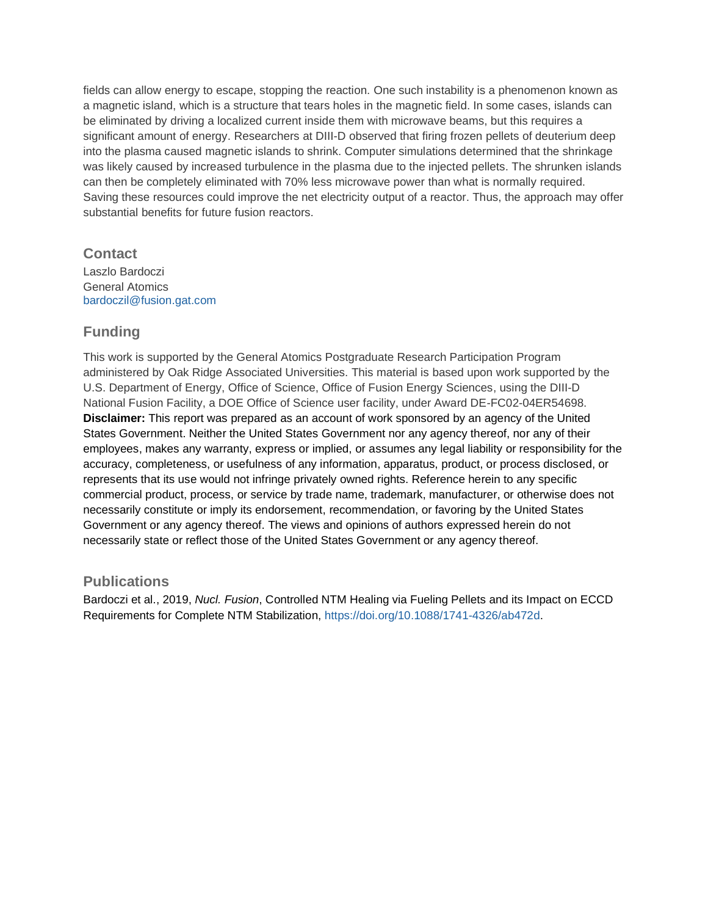fields can allow energy to escape, stopping the reaction. One such instability is a phenomenon known as a magnetic island, which is a structure that tears holes in the magnetic field. In some cases, islands can be eliminated by driving a localized current inside them with microwave beams, but this requires a significant amount of energy. Researchers at DIII-D observed that firing frozen pellets of deuterium deep into the plasma caused magnetic islands to shrink. Computer simulations determined that the shrinkage was likely caused by increased turbulence in the plasma due to the injected pellets. The shrunken islands can then be completely eliminated with 70% less microwave power than what is normally required. Saving these resources could improve the net electricity output of a reactor. Thus, the approach may offer substantial benefits for future fusion reactors.

## Contact

Laszlo Bardoczi
General Atomics
bardoczil@fusion.gat.com

## Funding

This work is supported by the General Atomics Postgraduate Research Participation Program administered by Oak Ridge Associated Universities. This material is based upon work supported by the U.S. Department of Energy, Office of Science, Office of Fusion Energy Sciences, using the DIII-D National Fusion Facility, a DOE Office of Science user facility, under Award DE-FC02-04ER54698.
**Disclaimer:** This report was prepared as an account of work sponsored by an agency of the United States Government. Neither the United States Government nor any agency thereof, nor any of their employees, makes any warranty, express or implied, or assumes any legal liability or responsibility for the accuracy, completeness, or usefulness of any information, apparatus, product, or process disclosed, or represents that its use would not infringe privately owned rights. Reference herein to any specific commercial product, process, or service by trade name, trademark, manufacturer, or otherwise does not necessarily constitute or imply its endorsement, recommendation, or favoring by the United States Government or any agency thereof. The views and opinions of authors expressed herein do not necessarily state or reflect those of the United States Government or any agency thereof.

## Publications

Bardoczi et al., 2019, *Nucl. Fusion*, Controlled NTM Healing via Fueling Pellets and its Impact on ECCD Requirements for Complete NTM Stabilization, https://doi.org/10.1088/1741-4326/ab472d.